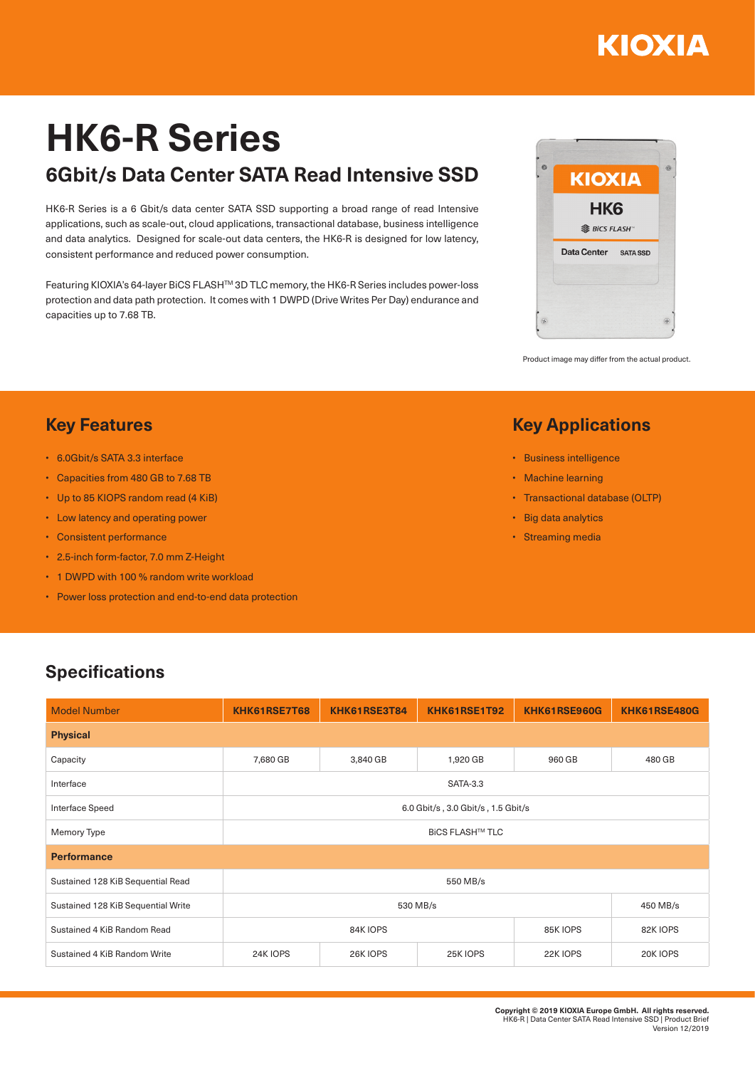# HK6-R Series

## 6Gbit/s Data Center SATA Read Intensive SSD

HK6-R Series is a 6 Gbit/s data center SATA SSD supporting a broad range of read Intensive applications, such as scale-out, cloud applications, transactional database, business intelligence and data analytics. Designed for scale-out data centers, the HK6-R is designed for low latency, consistent performance and reduced power consumption.

Featuring KIOXIA's 64-layer BiCS FLASH™ 3D TLC memory, the HK6-R Series includes power-loss protection and data path protection. It comes with 1 DWPD (Drive Writes Per Day) endurance and capacities up to 7.68 TB.

Product image may differ from the actual product.

## Key Features

- 6.0Gbit/s SATA 3.3 interface
- Capacities from 480 GB to 7.68 TB
- Up to 85 KIOPS random read (4 KiB)
- Low latency and operating power
- Consistent performance
- 2.5-inch form-factor, 7.0 mm Z-Height
- 1 DWPD with 100 % random write workload
- Power loss protection and end-to-end data protection

## Key Applications

- Business intelligence
- Machine learning
- Transactional database (OLTP)
- Big data analytics
- Streaming media

## Specifications

| Model Number | KHK61RSE7T68 | KHK61RSE3T84 | KHK61RSE1T92 | KHK61RSE960G | KHK61RSE480G |
|---|---|---|---|---|---|
| **Physical** | | | | | |
| Capacity | 7,680 GB | 3,840 GB | 1,920 GB | 960 GB | 480 GB |
| Interface | SATA-3.3 | | | | |
| Interface Speed | 6.0 Gbit/s , 3.0 Gbit/s , 1.5 Gbit/s | | | | |
| Memory Type | BiCS FLASH™ TLC | | | | |
| **Performance** | | | | | |
| Sustained 128 KiB Sequential Read | 550 MB/s | | | | |
| Sustained 128 KiB Sequential Write | 530 MB/s | | | | 450 MB/s |
| Sustained 4 KiB Random Read | 84K IOPS | | | 85K IOPS | 82K IOPS |
| Sustained 4 KiB Random Write | 24K IOPS | 26K IOPS | 25K IOPS | 22K IOPS | 20K IOPS |

**Copyright © 2019 KIOXIA Europe GmbH. All rights reserved.**
HK6-R | Data Center SATA Read Intensive SSD | Product Brief
Version 12/2019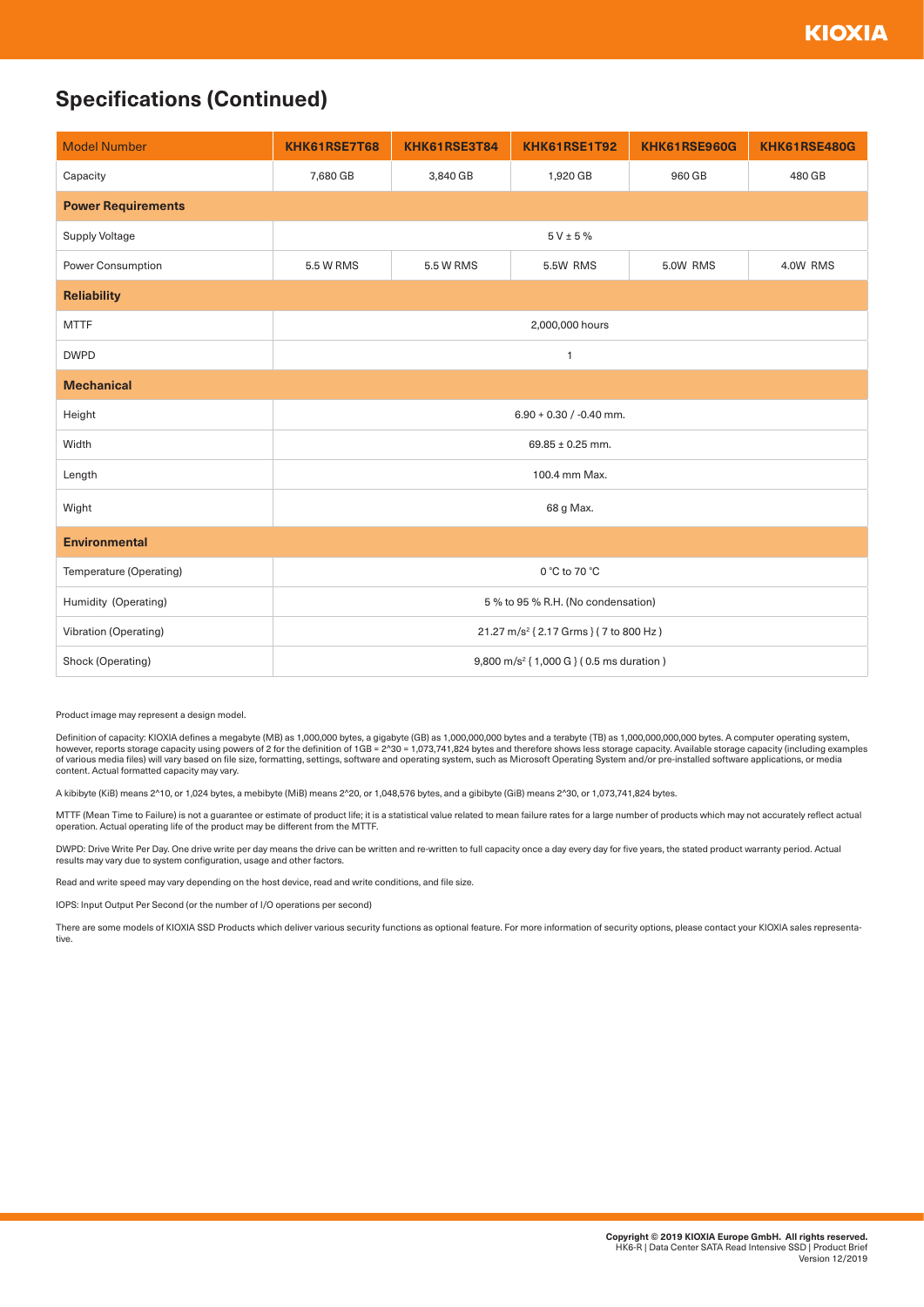## Specifications (Continued)

| Model Number | KHK61RSE7T68 | KHK61RSE3T84 | KHK61RSE1T92 | KHK61RSE960G | KHK61RSE480G |
|---|---|---|---|---|---|
| Capacity | 7,680 GB | 3,840 GB | 1,920 GB | 960 GB | 480 GB |
| **Power Requirements** | | | | | |
| Supply Voltage | 5 V ± 5 % | | | | |
| Power Consumption | 5.5 W RMS | 5.5 W RMS | 5.5W RMS | 5.0W RMS | 4.0W RMS |
| **Reliability** | | | | | |
| MTTF | 2,000,000 hours | | | | |
| DWPD | 1 | | | | |
| **Mechanical** | | | | | |
| Height | 6.90 + 0.30 / -0.40 mm. | | | | |
| Width | 69.85 ± 0.25 mm. | | | | |
| Length | 100.4 mm Max. | | | | |
| Wight | 68 g Max. | | | | |
| **Environmental** | | | | | |
| Temperature (Operating) | 0 °C to 70 °C | | | | |
| Humidity (Operating) | 5 % to 95 % R.H. (No condensation) | | | | |
| Vibration (Operating) | 21.27 $m/s^2$ { 2.17 Grms } ( 7 to 800 Hz ) | | | | |
| Shock (Operating) | 9,800 $m/s^2$ { 1,000 G } ( 0.5 ms duration ) | | | | |

Product image may represent a design model.

Definition of capacity: KIOXIA defines a megabyte (MB) as 1,000,000 bytes, a gigabyte (GB) as 1,000,000,000 bytes and a terabyte (TB) as 1,000,000,000,000 bytes. A computer operating system, however, reports storage capacity using powers of 2 for the definition of 1GB = 2^30 = 1,073,741,824 bytes and therefore shows less storage capacity. Available storage capacity (including examples of various media files) will vary based on file size, formatting, settings, software and operating system, such as Microsoft Operating System and/or pre-installed software applications, or media content. Actual formatted capacity may vary.

A kibibyte (KiB) means 2^10, or 1,024 bytes, a mebibyte (MiB) means 2^20, or 1,048,576 bytes, and a gibibyte (GiB) means 2^30, or 1,073,741,824 bytes.

MTTF (Mean Time to Failure) is not a guarantee or estimate of product life; it is a statistical value related to mean failure rates for a large number of products which may not accurately reflect actual operation. Actual operating life of the product may be different from the MTTF.

DWPD: Drive Write Per Day. One drive write per day means the drive can be written and re-written to full capacity once a day every day for five years, the stated product warranty period. Actual results may vary due to system configuration, usage and other factors.

Read and write speed may vary depending on the host device, read and write conditions, and file size.

IOPS: Input Output Per Second (or the number of I/O operations per second)

There are some models of KIOXIA SSD Products which deliver various security functions as optional feature. For more information of security options, please contact your KIOXIA sales representative.

**Copyright © 2019 KIOXIA Europe GmbH. All rights reserved.**
HK6-R | Data Center SATA Read Intensive SSD | Product Brief
Version 12/2019